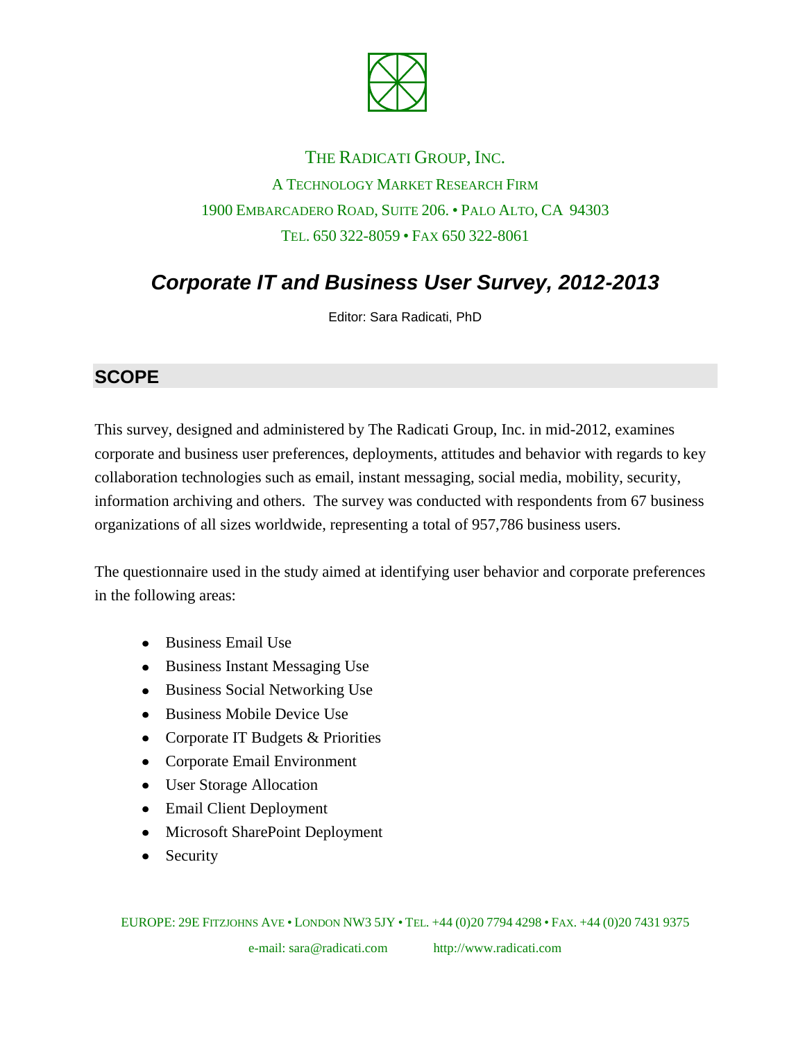THE RADICATI GROUP, INC.

A TECHNOLOGY MARKET RESEARCH FIRM

1900 EMBARCADERO ROAD, SUITE 206. • PALO ALTO, CA 94303

TEL. 650 322-8059 • FAX 650 322-8061

# *Corporate IT and Business User Survey, 2012-2013*

Editor: Sara Radicati, PhD

## SCOPE

This survey, designed and administered by The Radicati Group, Inc. in mid-2012, examines corporate and business user preferences, deployments, attitudes and behavior with regards to key collaboration technologies such as email, instant messaging, social media, mobility, security, information archiving and others. The survey was conducted with respondents from 67 business organizations of all sizes worldwide, representing a total of 957,786 business users.

The questionnaire used in the study aimed at identifying user behavior and corporate preferences in the following areas:

- Business Email Use
- Business Instant Messaging Use
- Business Social Networking Use
- Business Mobile Device Use
- Corporate IT Budgets & Priorities
- Corporate Email Environment
- User Storage Allocation
- Email Client Deployment
- Microsoft SharePoint Deployment
- Security

EUROPE: 29E FITZJOHNS AVE • LONDON NW3 5JY • TEL. +44 (0)20 7794 4298 • FAX. +44 (0)20 7431 9375

e-mail: sara@radicati.com http://www.radicati.com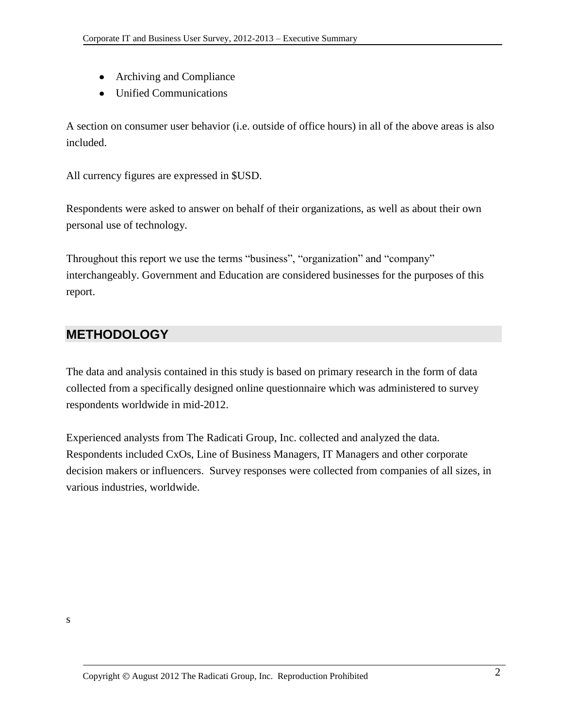- Archiving and Compliance
- Unified Communications

A section on consumer user behavior (i.e. outside of office hours) in all of the above areas is also included.

All currency figures are expressed in $USD.

Respondents were asked to answer on behalf of their organizations, as well as about their own personal use of technology.

Throughout this report we use the terms "business", "organization" and "company" interchangeably. Government and Education are considered businesses for the purposes of this report.

## METHODOLOGY

The data and analysis contained in this study is based on primary research in the form of data collected from a specifically designed online questionnaire which was administered to survey respondents worldwide in mid-2012.

Experienced analysts from The Radicati Group, Inc. collected and analyzed the data. Respondents included CxOs, Line of Business Managers, IT Managers and other corporate decision makers or influencers. Survey responses were collected from companies of all sizes, in various industries, worldwide.

s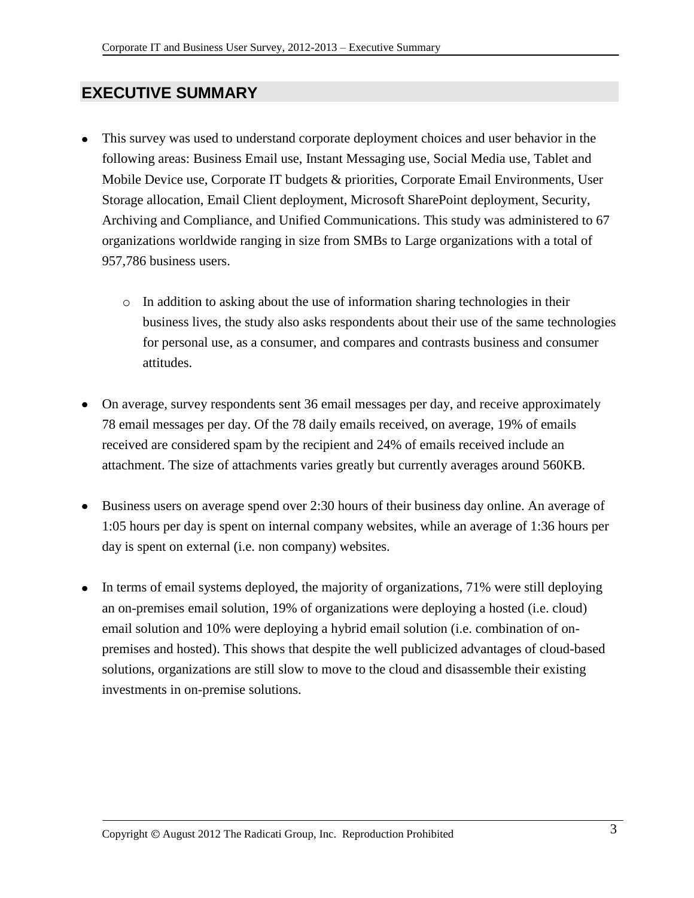# EXECUTIVE SUMMARY

- This survey was used to understand corporate deployment choices and user behavior in the following areas: Business Email use, Instant Messaging use, Social Media use, Tablet and Mobile Device use, Corporate IT budgets & priorities, Corporate Email Environments, User Storage allocation, Email Client deployment, Microsoft SharePoint deployment, Security, Archiving and Compliance, and Unified Communications. This study was administered to 67 organizations worldwide ranging in size from SMBs to Large organizations with a total of 957,786 business users.
    - In addition to asking about the use of information sharing technologies in their business lives, the study also asks respondents about their use of the same technologies for personal use, as a consumer, and compares and contrasts business and consumer attitudes.
- On average, survey respondents sent 36 email messages per day, and receive approximately 78 email messages per day. Of the 78 daily emails received, on average, 19% of emails received are considered spam by the recipient and 24% of emails received include an attachment. The size of attachments varies greatly but currently averages around 560KB.
- Business users on average spend over 2:30 hours of their business day online. An average of 1:05 hours per day is spent on internal company websites, while an average of 1:36 hours per day is spent on external (i.e. non company) websites.
- In terms of email systems deployed, the majority of organizations, 71% were still deploying an on-premises email solution, 19% of organizations were deploying a hosted (i.e. cloud) email solution and 10% were deploying a hybrid email solution (i.e. combination of on-premises and hosted). This shows that despite the well publicized advantages of cloud-based solutions, organizations are still slow to move to the cloud and disassemble their existing investments in on-premise solutions.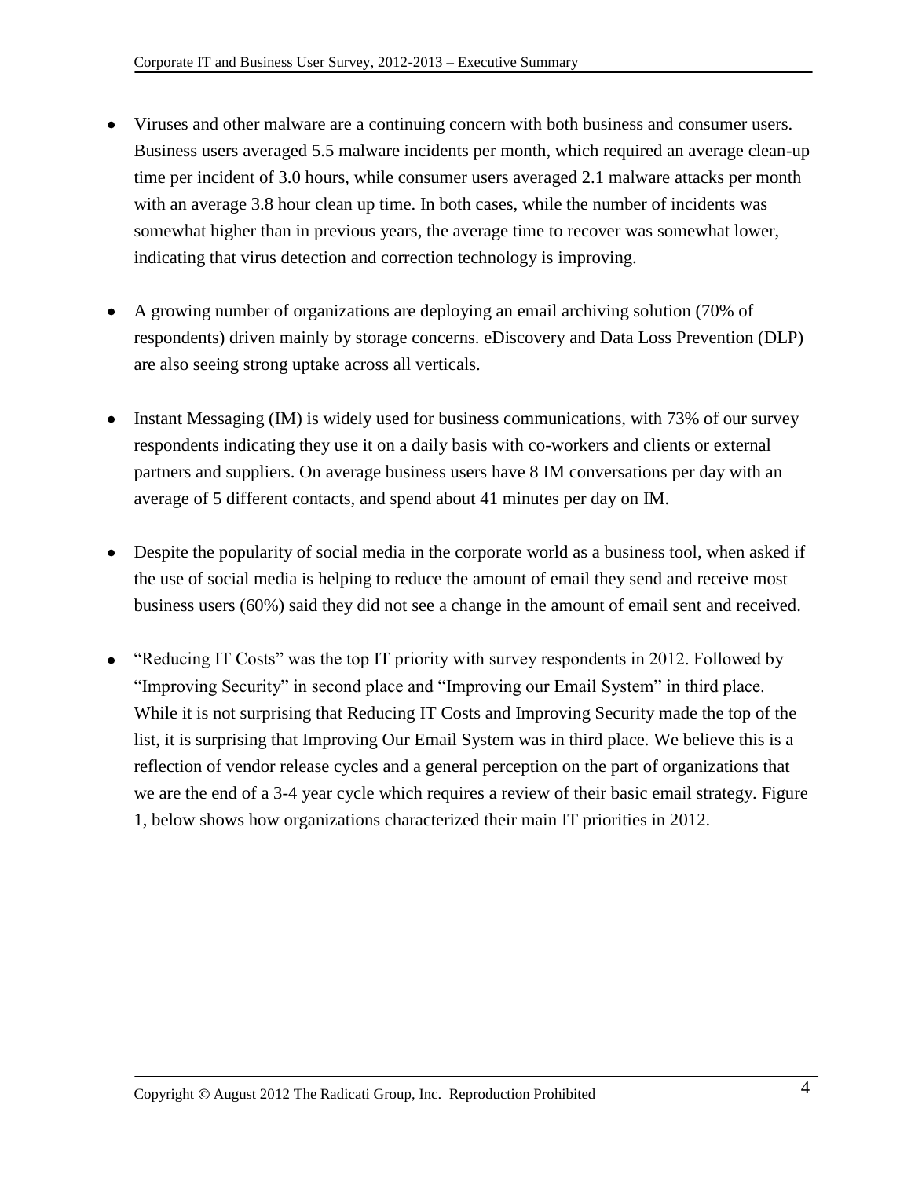- Viruses and other malware are a continuing concern with both business and consumer users. Business users averaged 5.5 malware incidents per month, which required an average clean-up time per incident of 3.0 hours, while consumer users averaged 2.1 malware attacks per month with an average 3.8 hour clean up time. In both cases, while the number of incidents was somewhat higher than in previous years, the average time to recover was somewhat lower, indicating that virus detection and correction technology is improving.

- A growing number of organizations are deploying an email archiving solution (70% of respondents) driven mainly by storage concerns. eDiscovery and Data Loss Prevention (DLP) are also seeing strong uptake across all verticals.

- Instant Messaging (IM) is widely used for business communications, with 73% of our survey respondents indicating they use it on a daily basis with co-workers and clients or external partners and suppliers. On average business users have 8 IM conversations per day with an average of 5 different contacts, and spend about 41 minutes per day on IM.

- Despite the popularity of social media in the corporate world as a business tool, when asked if the use of social media is helping to reduce the amount of email they send and receive most business users (60%) said they did not see a change in the amount of email sent and received.

- "Reducing IT Costs" was the top IT priority with survey respondents in 2012. Followed by "Improving Security" in second place and "Improving our Email System" in third place. While it is not surprising that Reducing IT Costs and Improving Security made the top of the list, it is surprising that Improving Our Email System was in third place. We believe this is a reflection of vendor release cycles and a general perception on the part of organizations that we are the end of a 3-4 year cycle which requires a review of their basic email strategy. Figure 1, below shows how organizations characterized their main IT priorities in 2012.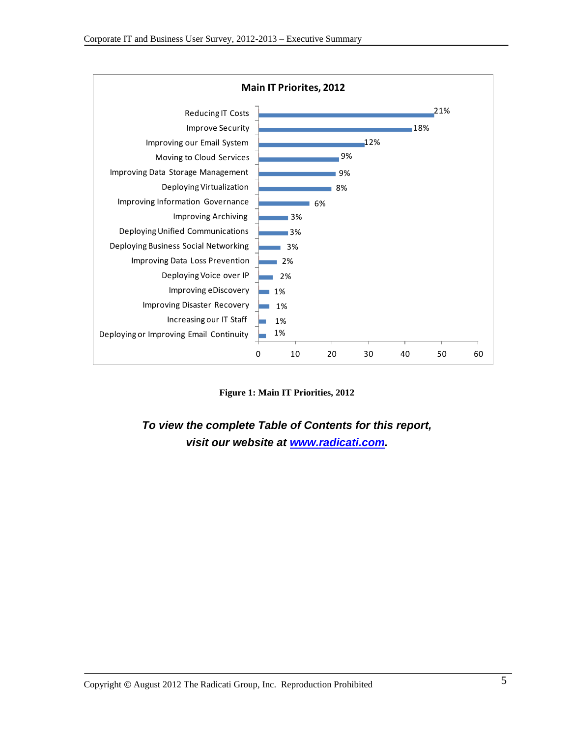Main IT Priorites, 2012

Reducing IT Costs 21%
Improve Security 18%
Improving our Email System 12%
Moving to Cloud Services 9%
Improving Data Storage Management 9%
Deploying Virtualization 8%
Improving Information Governance 6%
Improving Archiving 3%
Deploying Unified Communications 3%
Deploying Business Social Networking 3%
Improving Data Loss Prevention 2%
Deploying Voice over IP 2%
Improving eDiscovery 1%
Improving Disaster Recovery 1%
Increasing our IT Staff 1%
Deploying or Improving Email Continuity 1%

0 10 20 30 40 50 60

**Figure 1: Main IT Priorities, 2012**

***To view the complete Table of Contents for this report, visit our website at [www.radicati.com](http://www.radicati.com).***

Copyright © August 2012 The Radicati Group, Inc. Reproduction Prohibited